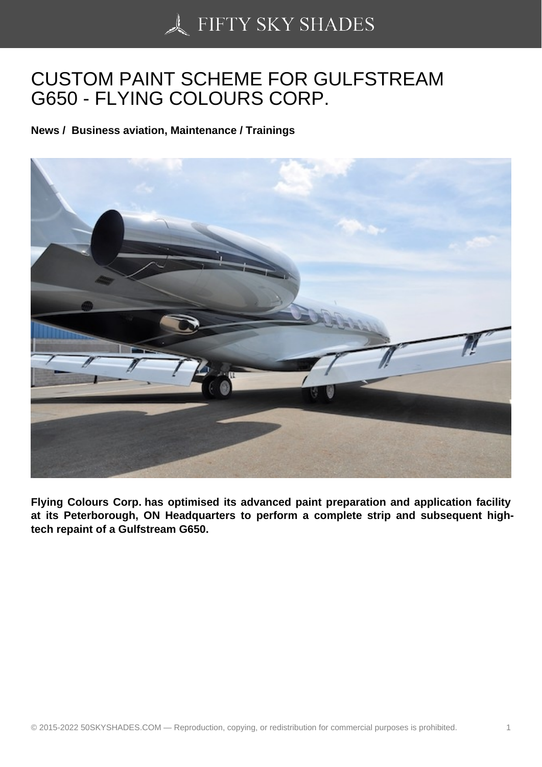# CUSTOM PAINT SCHEME FOR GULFSTREAM G650 - FLYING COLOURS CORP.

**News / Business aviation, Maintenance / Trainings**

**Flying Colours Corp. has optimised its advanced paint preparation and application facility at its Peterborough, ON Headquarters to perform a complete strip and subsequent high-tech repaint of a Gulfstream G650.**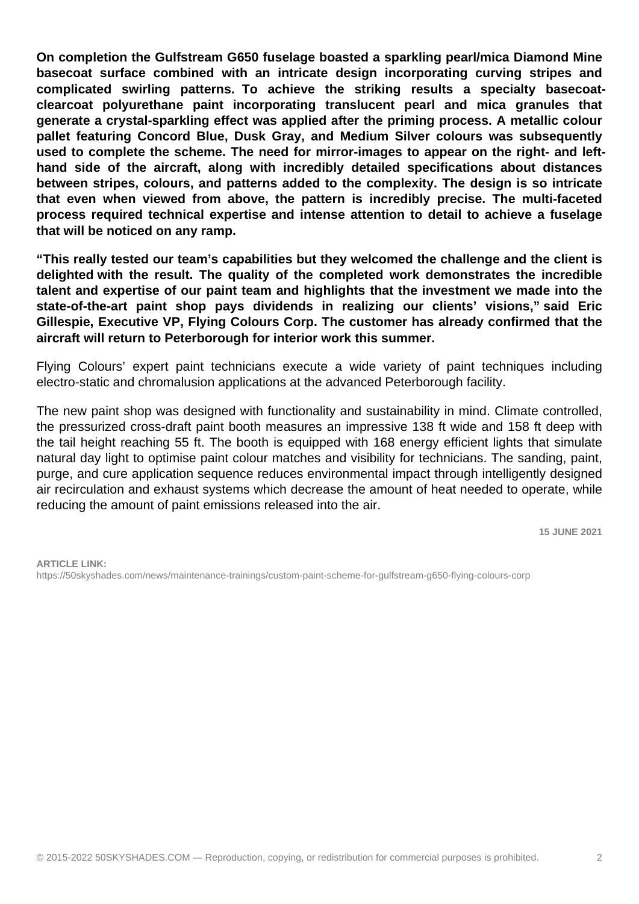**On completion the Gulfstream G650 fuselage boasted a sparkling pearl/mica Diamond Mine basecoat surface combined with an intricate design incorporating curving stripes and complicated swirling patterns. To achieve the striking results a specialty basecoat-clearcoat polyurethane paint incorporating translucent pearl and mica granules that generate a crystal-sparkling effect was applied after the priming process. A metallic colour pallet featuring Concord Blue, Dusk Gray, and Medium Silver colours was subsequently used to complete the scheme. The need for mirror-images to appear on the right- and left-hand side of the aircraft, along with incredibly detailed specifications about distances between stripes, colours, and patterns added to the complexity. The design is so intricate that even when viewed from above, the pattern is incredibly precise. The multi-faceted process required technical expertise and intense attention to detail to achieve a fuselage that will be noticed on any ramp.**

**"This really tested our team's capabilities but they welcomed the challenge and the client is delighted with the result. The quality of the completed work demonstrates the incredible talent and expertise of our paint team and highlights that the investment we made into the state-of-the-art paint shop pays dividends in realizing our clients' visions," said Eric Gillespie, Executive VP, Flying Colours Corp. The customer has already confirmed that the aircraft will return to Peterborough for interior work this summer.**

Flying Colours' expert paint technicians execute a wide variety of paint techniques including electro-static and chromalusion applications at the advanced Peterborough facility.

The new paint shop was designed with functionality and sustainability in mind. Climate controlled, the pressurized cross-draft paint booth measures an impressive 138 ft wide and 158 ft deep with the tail height reaching 55 ft. The booth is equipped with 168 energy efficient lights that simulate natural day light to optimise paint colour matches and visibility for technicians. The sanding, paint, purge, and cure application sequence reduces environmental impact through intelligently designed air recirculation and exhaust systems which decrease the amount of heat needed to operate, while reducing the amount of paint emissions released into the air.

**15 JUNE 2021**

**ARTICLE LINK:**
https://50skyshades.com/news/maintenance-trainings/custom-paint-scheme-for-gulfstream-g650-flying-colours-corp

© 2015-2022 50SKYSHADES.COM — Reproduction, copying, or redistribution for commercial purposes is prohibited.